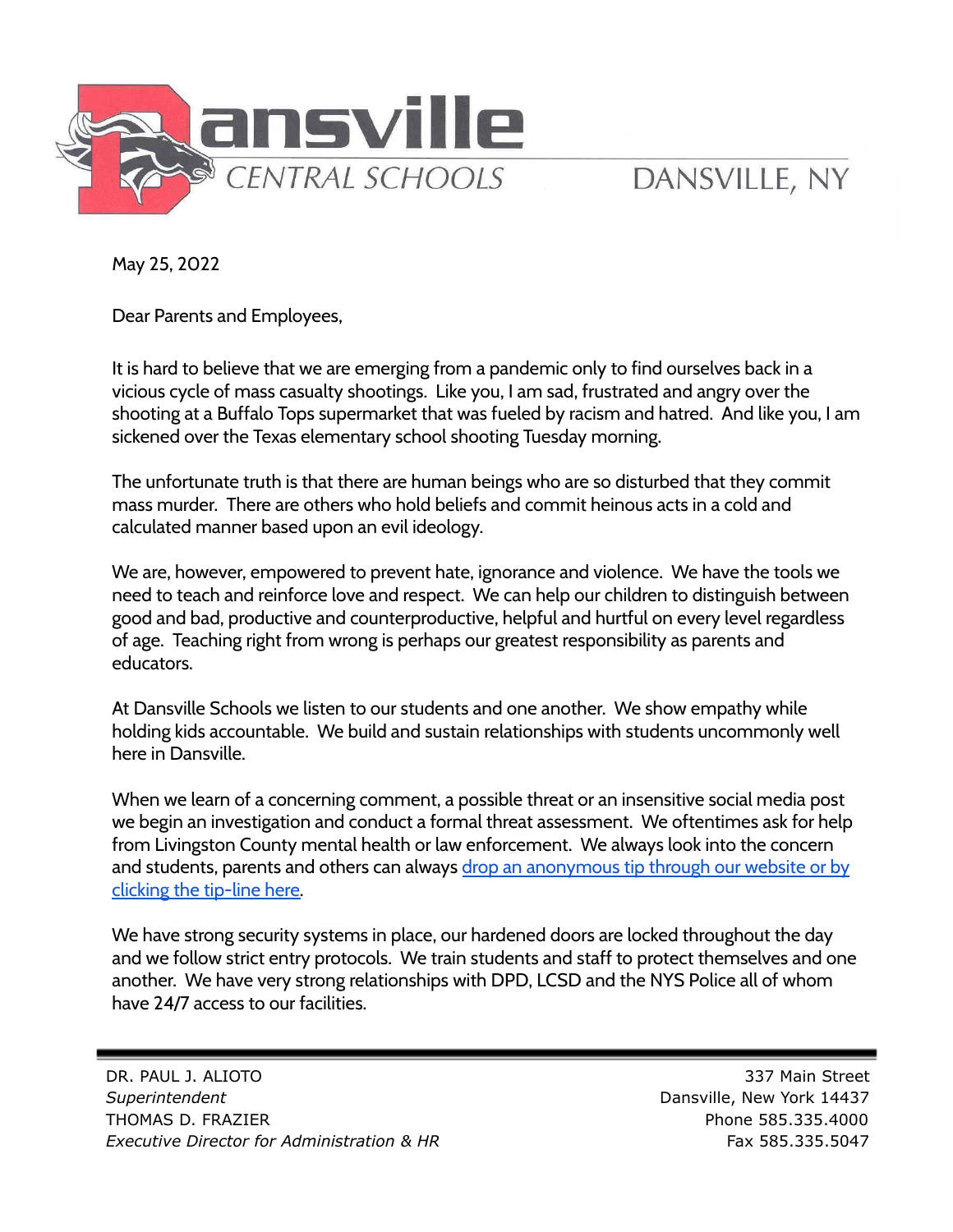# Dansville CENTRAL SCHOOLS

DANSVILLE, NY

May 25, 2022

Dear Parents and Employees,

It is hard to believe that we are emerging from a pandemic only to find ourselves back in a vicious cycle of mass casualty shootings. Like you, I am sad, frustrated and angry over the shooting at a Buffalo Tops supermarket that was fueled by racism and hatred. And like you, I am sickened over the Texas elementary school shooting Tuesday morning.

The unfortunate truth is that there are human beings who are so disturbed that they commit mass murder. There are others who hold beliefs and commit heinous acts in a cold and calculated manner based upon an evil ideology.

We are, however, empowered to prevent hate, ignorance and violence. We have the tools we need to teach and reinforce love and respect. We can help our children to distinguish between good and bad, productive and counterproductive, helpful and hurtful on every level regardless of age. Teaching right from wrong is perhaps our greatest responsibility as parents and educators.

At Dansville Schools we listen to our students and one another. We show empathy while holding kids accountable. We build and sustain relationships with students uncommonly well here in Dansville.

When we learn of a concerning comment, a possible threat or an insensitive social media post we begin an investigation and conduct a formal threat assessment. We oftentimes ask for help from Livingston County mental health or law enforcement. We always look into the concern and students, parents and others can always drop an anonymous tip through our website or by clicking the tip-line here.

We have strong security systems in place, our hardened doors are locked throughout the day and we follow strict entry protocols. We train students and staff to protect themselves and one another. We have very strong relationships with DPD, LCSD and the NYS Police all of whom have 24/7 access to our facilities.

---

DR. PAUL J. ALIOTO
*Superintendent*
THOMAS D. FRAZIER
*Executive Director for Administration & HR*

337 Main Street
Dansville, New York 14437
Phone 585.335.4000
Fax 585.335.5047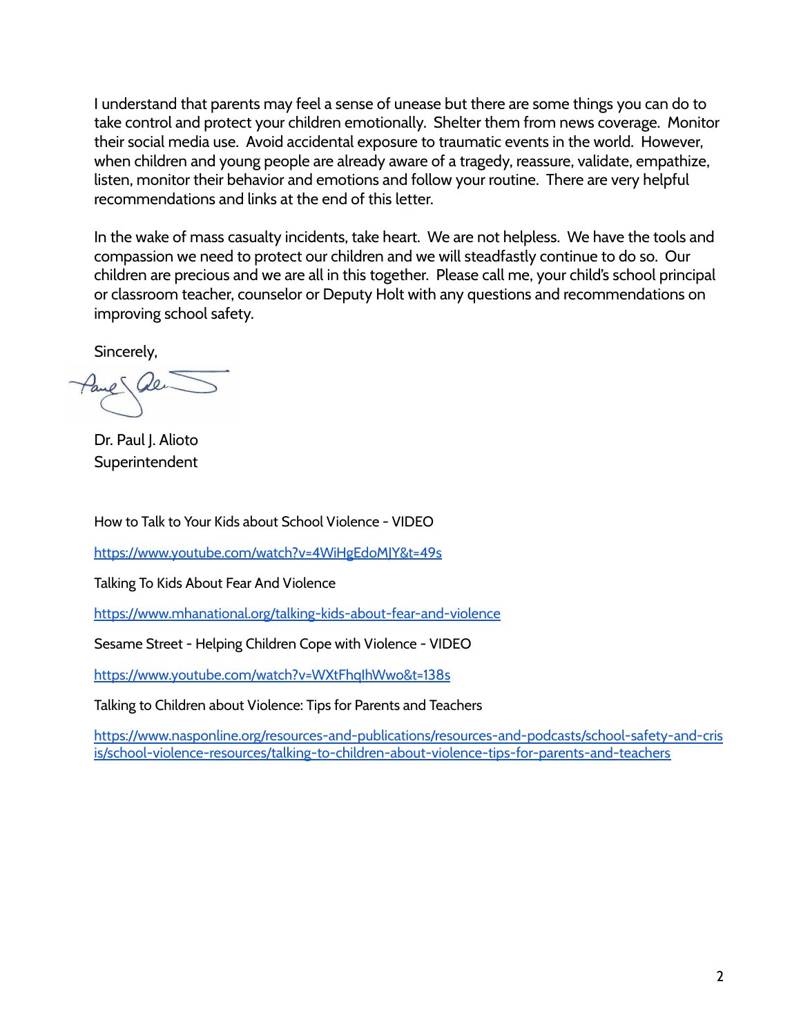I understand that parents may feel a sense of unease but there are some things you can do to take control and protect your children emotionally. Shelter them from news coverage. Monitor their social media use. Avoid accidental exposure to traumatic events in the world. However, when children and young people are already aware of a tragedy, reassure, validate, empathize, listen, monitor their behavior and emotions and follow your routine. There are very helpful recommendations and links at the end of this letter.

In the wake of mass casualty incidents, take heart. We are not helpless. We have the tools and compassion we need to protect our children and we will steadfastly continue to do so. Our children are precious and we are all in this together. Please call me, your child's school principal or classroom teacher, counselor or Deputy Holt with any questions and recommendations on improving school safety.

Sincerely,

Dr. Paul J. Alioto
Superintendent

How to Talk to Your Kids about School Violence - VIDEO

[https://www.youtube.com/watch?v=4WiHgEdoMJY&t=49s](https://www.youtube.com/watch?v=4WiHgEdoMJY&t=49s)

Talking To Kids About Fear And Violence

[https://www.mhanational.org/talking-kids-about-fear-and-violence](https://www.mhanational.org/talking-kids-about-fear-and-violence)

Sesame Street - Helping Children Cope with Violence - VIDEO

[https://www.youtube.com/watch?v=WXtFhqIhWwo&t=138s](https://www.youtube.com/watch?v=WXtFhqIhWwo&t=138s)

Talking to Children about Violence: Tips for Parents and Teachers

[https://www.nasponline.org/resources-and-publications/resources-and-podcasts/school-safety-and-crisis/school-violence-resources/talking-to-children-about-violence-tips-for-parents-and-teachers](https://www.nasponline.org/resources-and-publications/resources-and-podcasts/school-safety-and-crisis/school-violence-resources/talking-to-children-about-violence-tips-for-parents-and-teachers)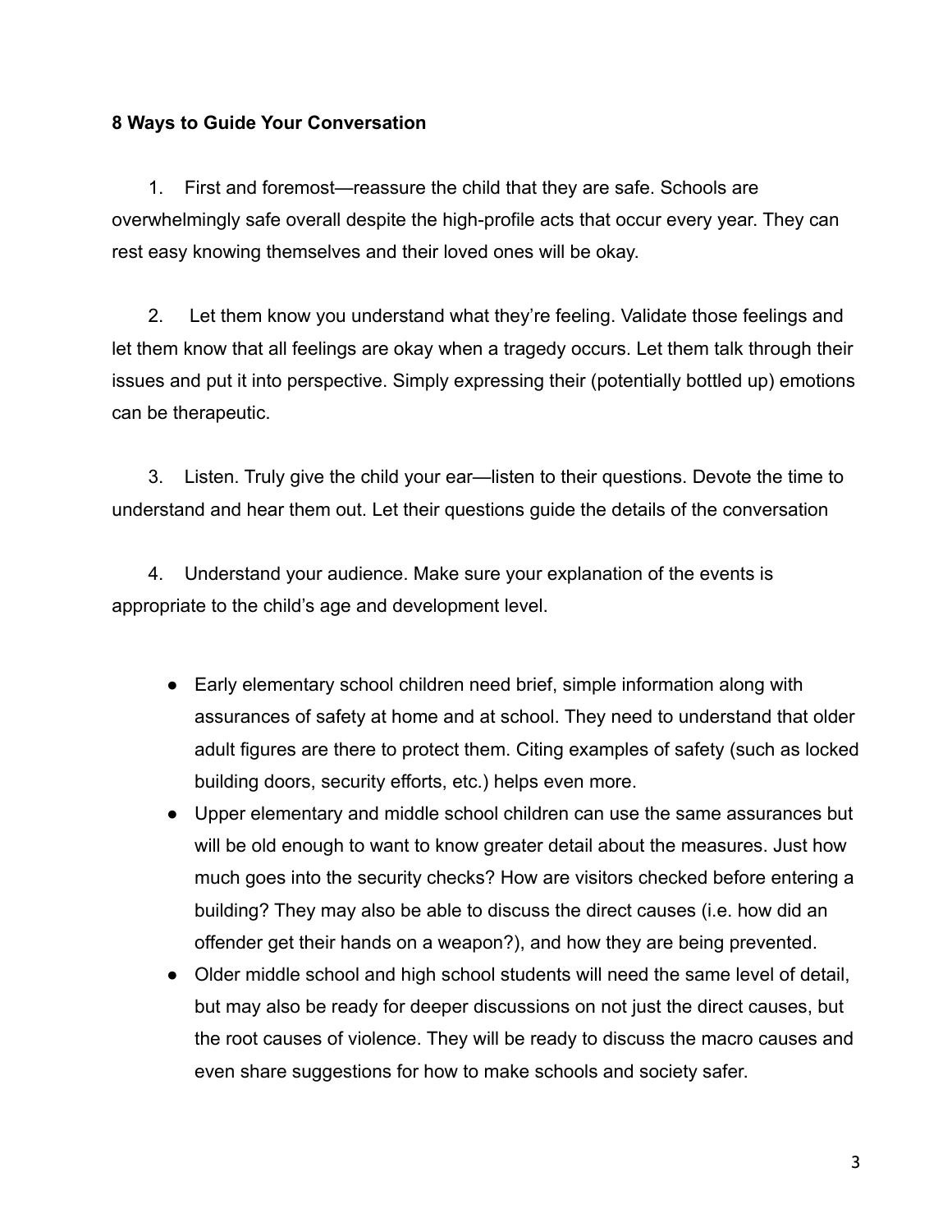**8 Ways to Guide Your Conversation**

1. First and foremost—reassure the child that they are safe. Schools are overwhelmingly safe overall despite the high-profile acts that occur every year. They can rest easy knowing themselves and their loved ones will be okay.

2. Let them know you understand what they're feeling. Validate those feelings and let them know that all feelings are okay when a tragedy occurs. Let them talk through their issues and put it into perspective. Simply expressing their (potentially bottled up) emotions can be therapeutic.

3. Listen. Truly give the child your ear—listen to their questions. Devote the time to understand and hear them out. Let their questions guide the details of the conversation

4. Understand your audience. Make sure your explanation of the events is appropriate to the child's age and development level.

- Early elementary school children need brief, simple information along with assurances of safety at home and at school. They need to understand that older adult figures are there to protect them. Citing examples of safety (such as locked building doors, security efforts, etc.) helps even more.
- Upper elementary and middle school children can use the same assurances but will be old enough to want to know greater detail about the measures. Just how much goes into the security checks? How are visitors checked before entering a building? They may also be able to discuss the direct causes (i.e. how did an offender get their hands on a weapon?), and how they are being prevented.
- Older middle school and high school students will need the same level of detail, but may also be ready for deeper discussions on not just the direct causes, but the root causes of violence. They will be ready to discuss the macro causes and even share suggestions for how to make schools and society safer.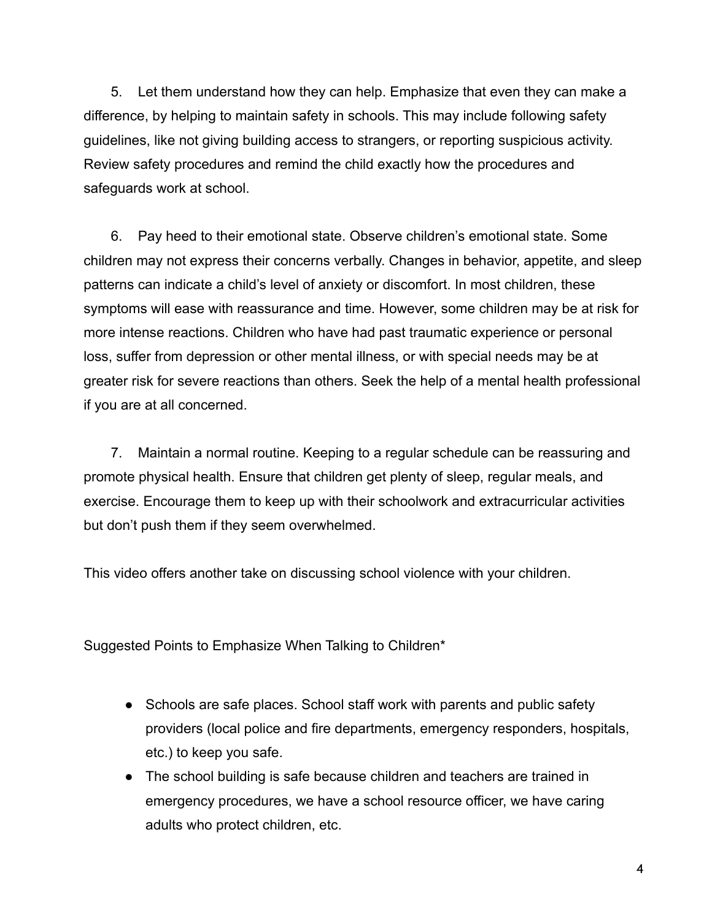5. Let them understand how they can help. Emphasize that even they can make a difference, by helping to maintain safety in schools. This may include following safety guidelines, like not giving building access to strangers, or reporting suspicious activity. Review safety procedures and remind the child exactly how the procedures and safeguards work at school.

6. Pay heed to their emotional state. Observe children's emotional state. Some children may not express their concerns verbally. Changes in behavior, appetite, and sleep patterns can indicate a child's level of anxiety or discomfort. In most children, these symptoms will ease with reassurance and time. However, some children may be at risk for more intense reactions. Children who have had past traumatic experience or personal loss, suffer from depression or other mental illness, or with special needs may be at greater risk for severe reactions than others. Seek the help of a mental health professional if you are at all concerned.

7. Maintain a normal routine. Keeping to a regular schedule can be reassuring and promote physical health. Ensure that children get plenty of sleep, regular meals, and exercise. Encourage them to keep up with their schoolwork and extracurricular activities but don't push them if they seem overwhelmed.

This video offers another take on discussing school violence with your children.

Suggested Points to Emphasize When Talking to Children*

- Schools are safe places. School staff work with parents and public safety providers (local police and fire departments, emergency responders, hospitals, etc.) to keep you safe.
- The school building is safe because children and teachers are trained in emergency procedures, we have a school resource officer, we have caring adults who protect children, etc.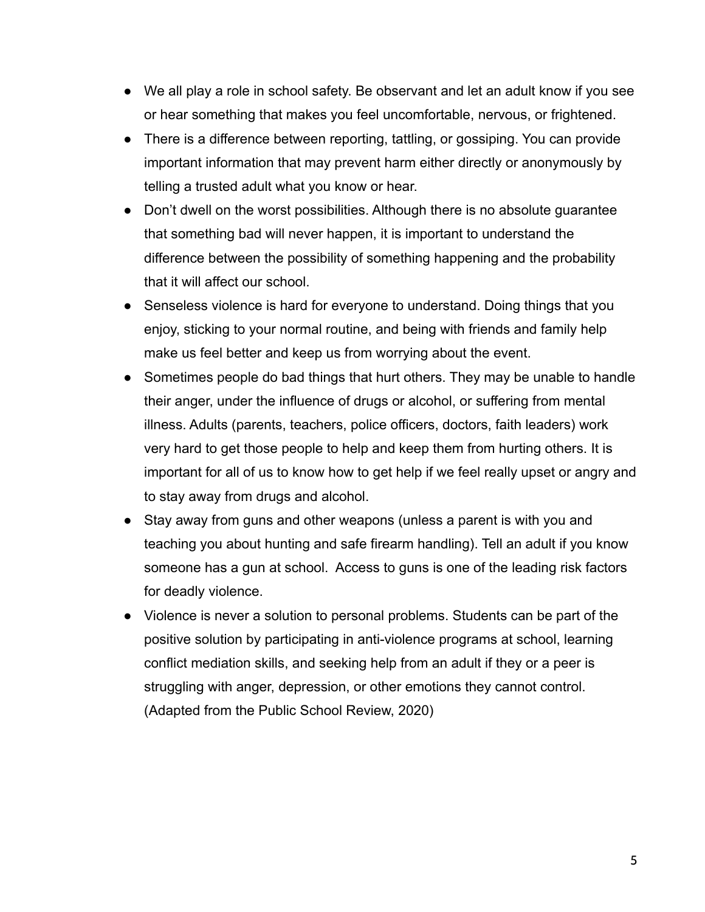- We all play a role in school safety. Be observant and let an adult know if you see or hear something that makes you feel uncomfortable, nervous, or frightened.
- There is a difference between reporting, tattling, or gossiping. You can provide important information that may prevent harm either directly or anonymously by telling a trusted adult what you know or hear.
- Don't dwell on the worst possibilities. Although there is no absolute guarantee that something bad will never happen, it is important to understand the difference between the possibility of something happening and the probability that it will affect our school.
- Senseless violence is hard for everyone to understand. Doing things that you enjoy, sticking to your normal routine, and being with friends and family help make us feel better and keep us from worrying about the event.
- Sometimes people do bad things that hurt others. They may be unable to handle their anger, under the influence of drugs or alcohol, or suffering from mental illness. Adults (parents, teachers, police officers, doctors, faith leaders) work very hard to get those people to help and keep them from hurting others. It is important for all of us to know how to get help if we feel really upset or angry and to stay away from drugs and alcohol.
- Stay away from guns and other weapons (unless a parent is with you and teaching you about hunting and safe firearm handling). Tell an adult if you know someone has a gun at school. Access to guns is one of the leading risk factors for deadly violence.
- Violence is never a solution to personal problems. Students can be part of the positive solution by participating in anti-violence programs at school, learning conflict mediation skills, and seeking help from an adult if they or a peer is struggling with anger, depression, or other emotions they cannot control. (Adapted from the Public School Review, 2020)